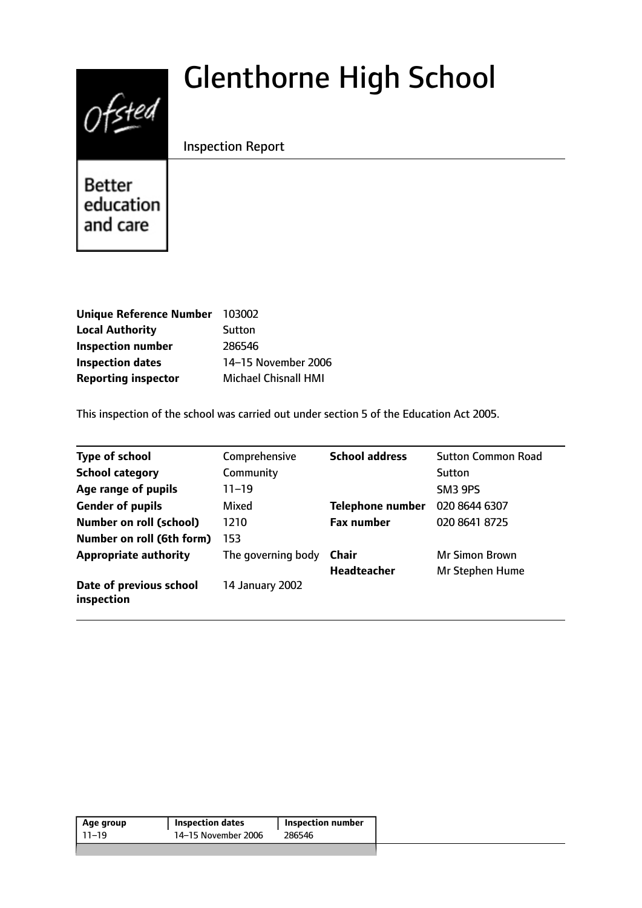# Glenthorne High School

Inspection Report

Better education and care

| | |
|---|---|
| **Unique Reference Number** | 103002 |
| **Local Authority** | Sutton |
| **Inspection number** | 286546 |
| **Inspection dates** | 14–15 November 2006 |
| **Reporting inspector** | Michael Chisnall HMI |

This inspection of the school was carried out under section 5 of the Education Act 2005.

| | | | |
|---|---|---|---|
| **Type of school** | Comprehensive | **School address** | Sutton Common Road |
| **School category** | Community | | Sutton |
| **Age range of pupils** | 11–19 | | SM3 9PS |
| **Gender of pupils** | Mixed | **Telephone number** | 020 8644 6307 |
| **Number on roll (school)** | 1210 | **Fax number** | 020 8641 8725 |
| **Number on roll (6th form)** | 153 | | |
| **Appropriate authority** | The governing body | **Chair** | Mr Simon Brown |
| | | **Headteacher** | Mr Stephen Hume |
| **Date of previous school inspection** | 14 January 2002 | | |

| Age group | Inspection dates | Inspection number |
|---|---|---|
| 11–19 | 14–15 November 2006 | 286546 |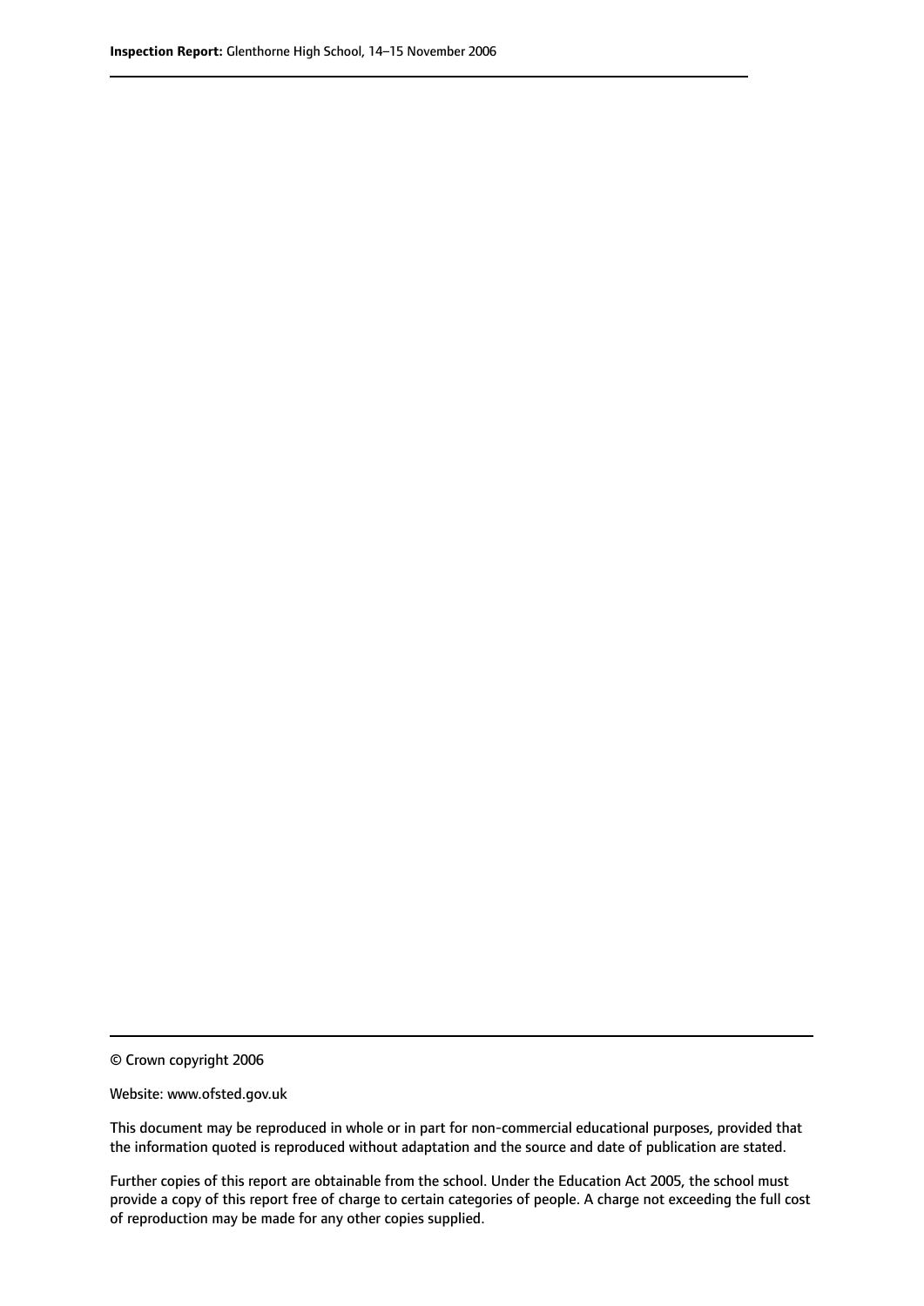© Crown copyright 2006

Website: www.ofsted.gov.uk

This document may be reproduced in whole or in part for non-commercial educational purposes, provided that the information quoted is reproduced without adaptation and the source and date of publication are stated.

Further copies of this report are obtainable from the school. Under the Education Act 2005, the school must provide a copy of this report free of charge to certain categories of people. A charge not exceeding the full cost of reproduction may be made for any other copies supplied.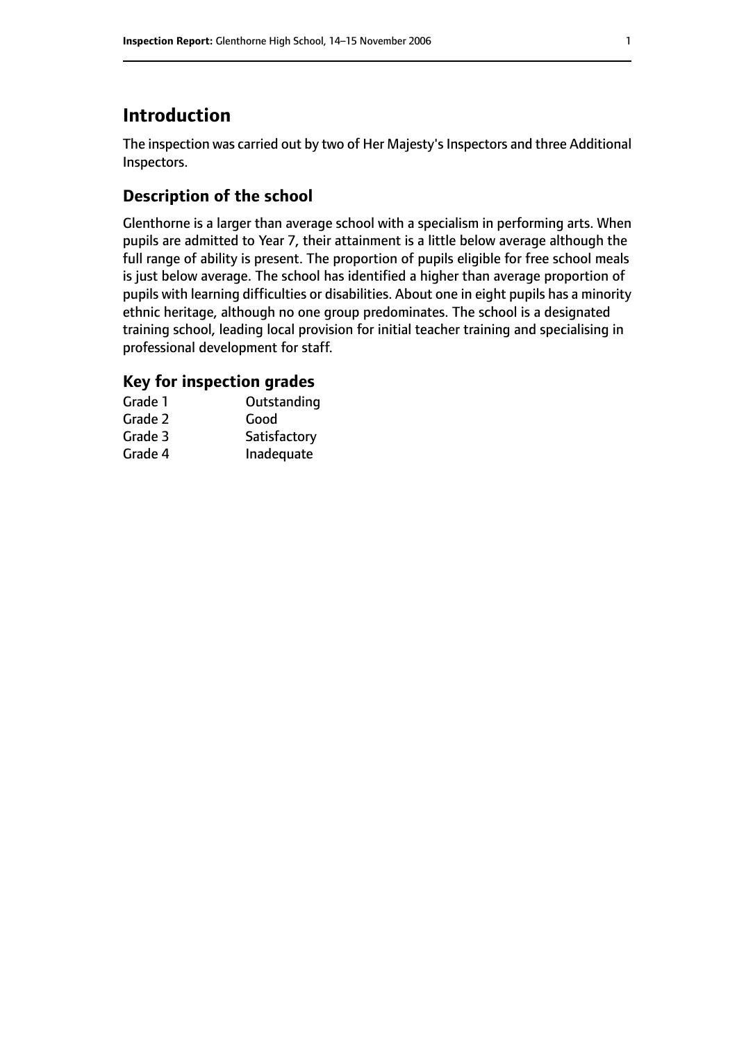# Introduction

The inspection was carried out by two of Her Majesty's Inspectors and three Additional Inspectors.

## Description of the school

Glenthorne is a larger than average school with a specialism in performing arts. When pupils are admitted to Year 7, their attainment is a little below average although the full range of ability is present. The proportion of pupils eligible for free school meals is just below average. The school has identified a higher than average proportion of pupils with learning difficulties or disabilities. About one in eight pupils has a minority ethnic heritage, although no one group predominates. The school is a designated training school, leading local provision for initial teacher training and specialising in professional development for staff.

### Key for inspection grades

| | |
|---|---|
| Grade 1 | Outstanding |
| Grade 2 | Good |
| Grade 3 | Satisfactory |
| Grade 4 | Inadequate |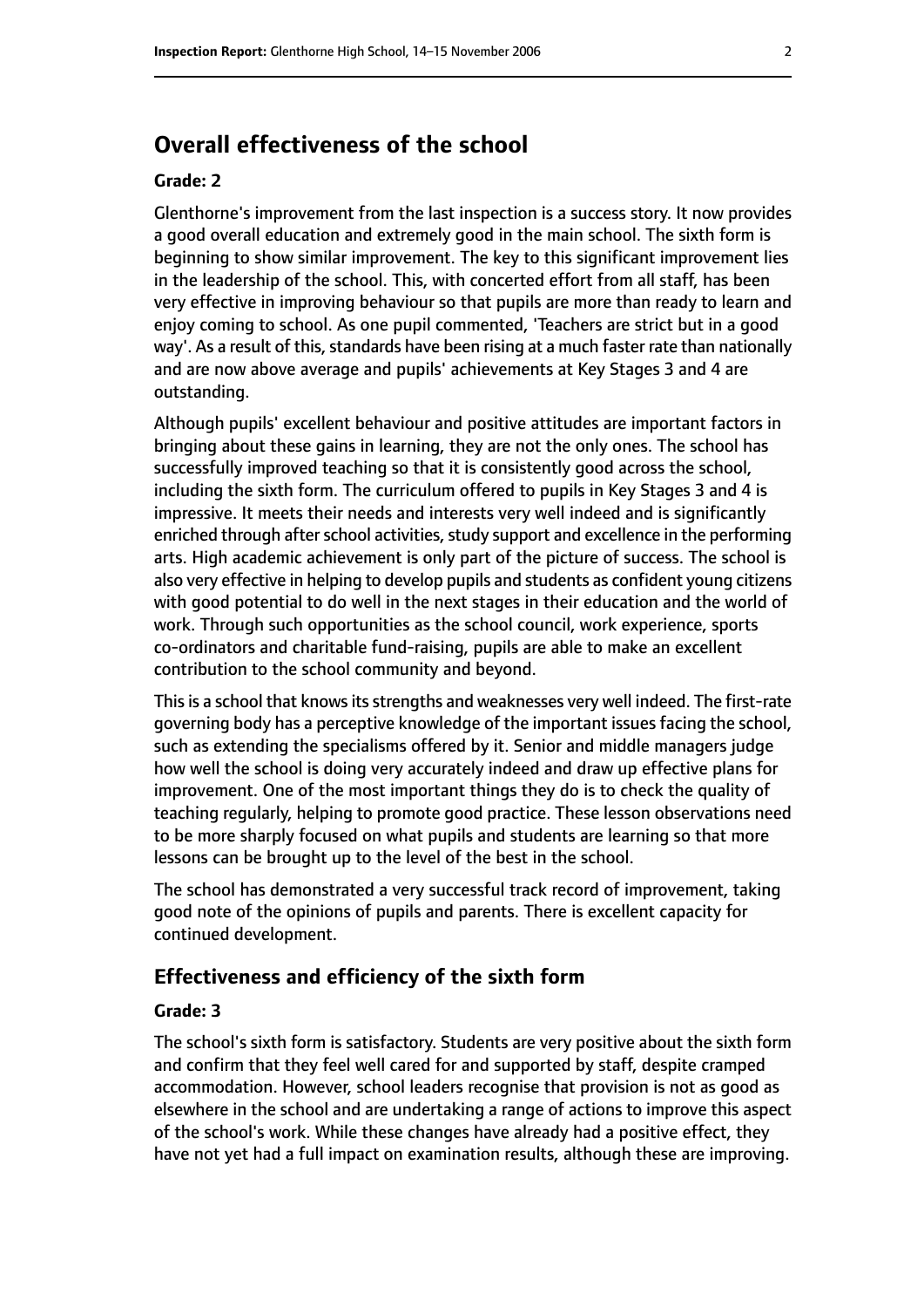## Overall effectiveness of the school

### Grade: 2

Glenthorne's improvement from the last inspection is a success story. It now provides a good overall education and extremely good in the main school. The sixth form is beginning to show similar improvement. The key to this significant improvement lies in the leadership of the school. This, with concerted effort from all staff, has been very effective in improving behaviour so that pupils are more than ready to learn and enjoy coming to school. As one pupil commented, 'Teachers are strict but in a good way'. As a result of this, standards have been rising at a much faster rate than nationally and are now above average and pupils' achievements at Key Stages 3 and 4 are outstanding.

Although pupils' excellent behaviour and positive attitudes are important factors in bringing about these gains in learning, they are not the only ones. The school has successfully improved teaching so that it is consistently good across the school, including the sixth form. The curriculum offered to pupils in Key Stages 3 and 4 is impressive. It meets their needs and interests very well indeed and is significantly enriched through after school activities, study support and excellence in the performing arts. High academic achievement is only part of the picture of success. The school is also very effective in helping to develop pupils and students as confident young citizens with good potential to do well in the next stages in their education and the world of work. Through such opportunities as the school council, work experience, sports co-ordinators and charitable fund-raising, pupils are able to make an excellent contribution to the school community and beyond.

This is a school that knows its strengths and weaknesses very well indeed. The first-rate governing body has a perceptive knowledge of the important issues facing the school, such as extending the specialisms offered by it. Senior and middle managers judge how well the school is doing very accurately indeed and draw up effective plans for improvement. One of the most important things they do is to check the quality of teaching regularly, helping to promote good practice. These lesson observations need to be more sharply focused on what pupils and students are learning so that more lessons can be brought up to the level of the best in the school.

The school has demonstrated a very successful track record of improvement, taking good note of the opinions of pupils and parents. There is excellent capacity for continued development.

## Effectiveness and efficiency of the sixth form

### Grade: 3

The school's sixth form is satisfactory. Students are very positive about the sixth form and confirm that they feel well cared for and supported by staff, despite cramped accommodation. However, school leaders recognise that provision is not as good as elsewhere in the school and are undertaking a range of actions to improve this aspect of the school's work. While these changes have already had a positive effect, they have not yet had a full impact on examination results, although these are improving.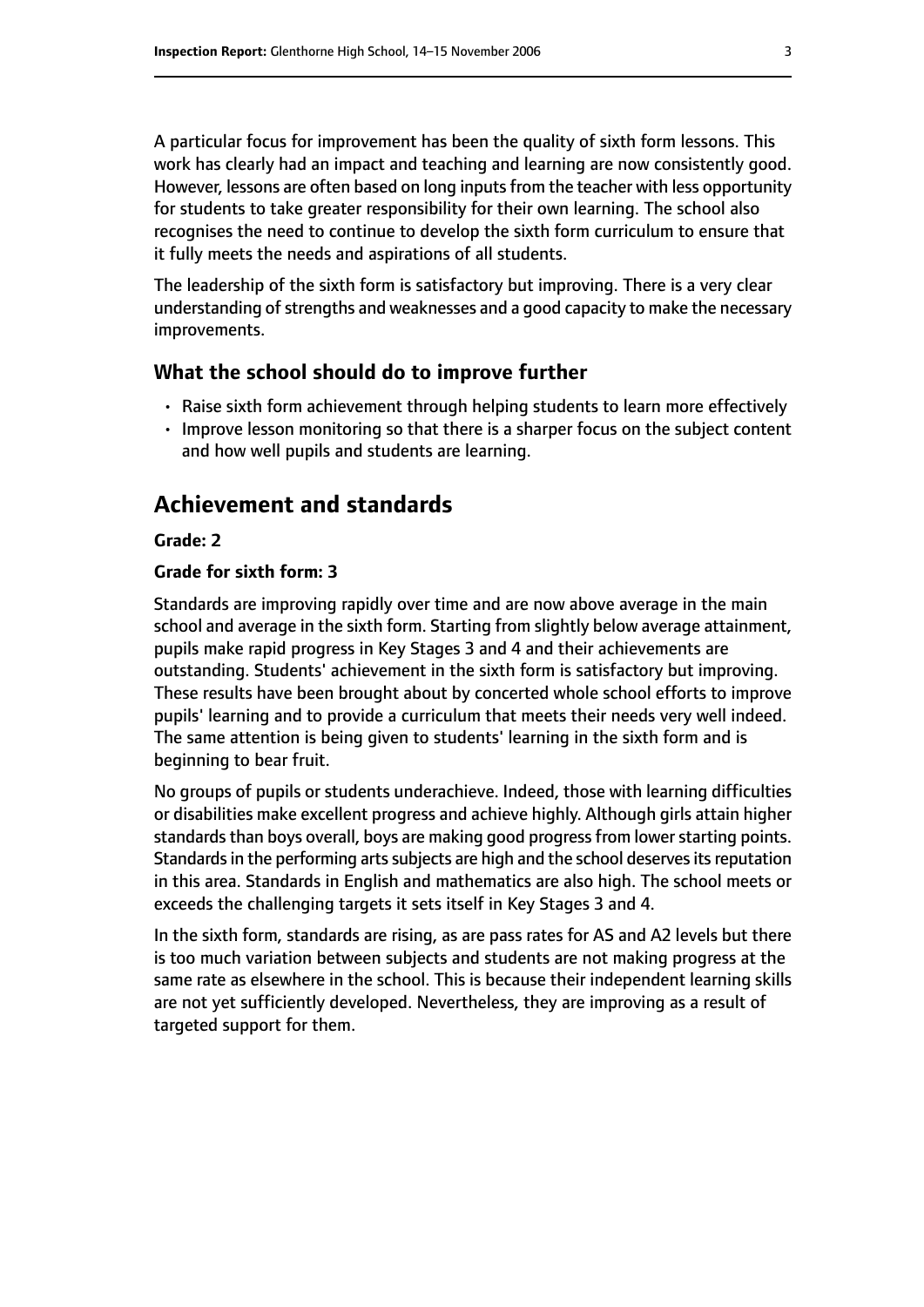A particular focus for improvement has been the quality of sixth form lessons. This work has clearly had an impact and teaching and learning are now consistently good. However, lessons are often based on long inputs from the teacher with less opportunity for students to take greater responsibility for their own learning. The school also recognises the need to continue to develop the sixth form curriculum to ensure that it fully meets the needs and aspirations of all students.

The leadership of the sixth form is satisfactory but improving. There is a very clear understanding of strengths and weaknesses and a good capacity to make the necessary improvements.

### What the school should do to improve further

- Raise sixth form achievement through helping students to learn more effectively
- Improve lesson monitoring so that there is a sharper focus on the subject content and how well pupils and students are learning.

## Achievement and standards

#### Grade: 2

#### Grade for sixth form: 3

Standards are improving rapidly over time and are now above average in the main school and average in the sixth form. Starting from slightly below average attainment, pupils make rapid progress in Key Stages 3 and 4 and their achievements are outstanding. Students' achievement in the sixth form is satisfactory but improving. These results have been brought about by concerted whole school efforts to improve pupils' learning and to provide a curriculum that meets their needs very well indeed. The same attention is being given to students' learning in the sixth form and is beginning to bear fruit.

No groups of pupils or students underachieve. Indeed, those with learning difficulties or disabilities make excellent progress and achieve highly. Although girls attain higher standards than boys overall, boys are making good progress from lower starting points. Standards in the performing arts subjects are high and the school deserves its reputation in this area. Standards in English and mathematics are also high. The school meets or exceeds the challenging targets it sets itself in Key Stages 3 and 4.

In the sixth form, standards are rising, as are pass rates for AS and A2 levels but there is too much variation between subjects and students are not making progress at the same rate as elsewhere in the school. This is because their independent learning skills are not yet sufficiently developed. Nevertheless, they are improving as a result of targeted support for them.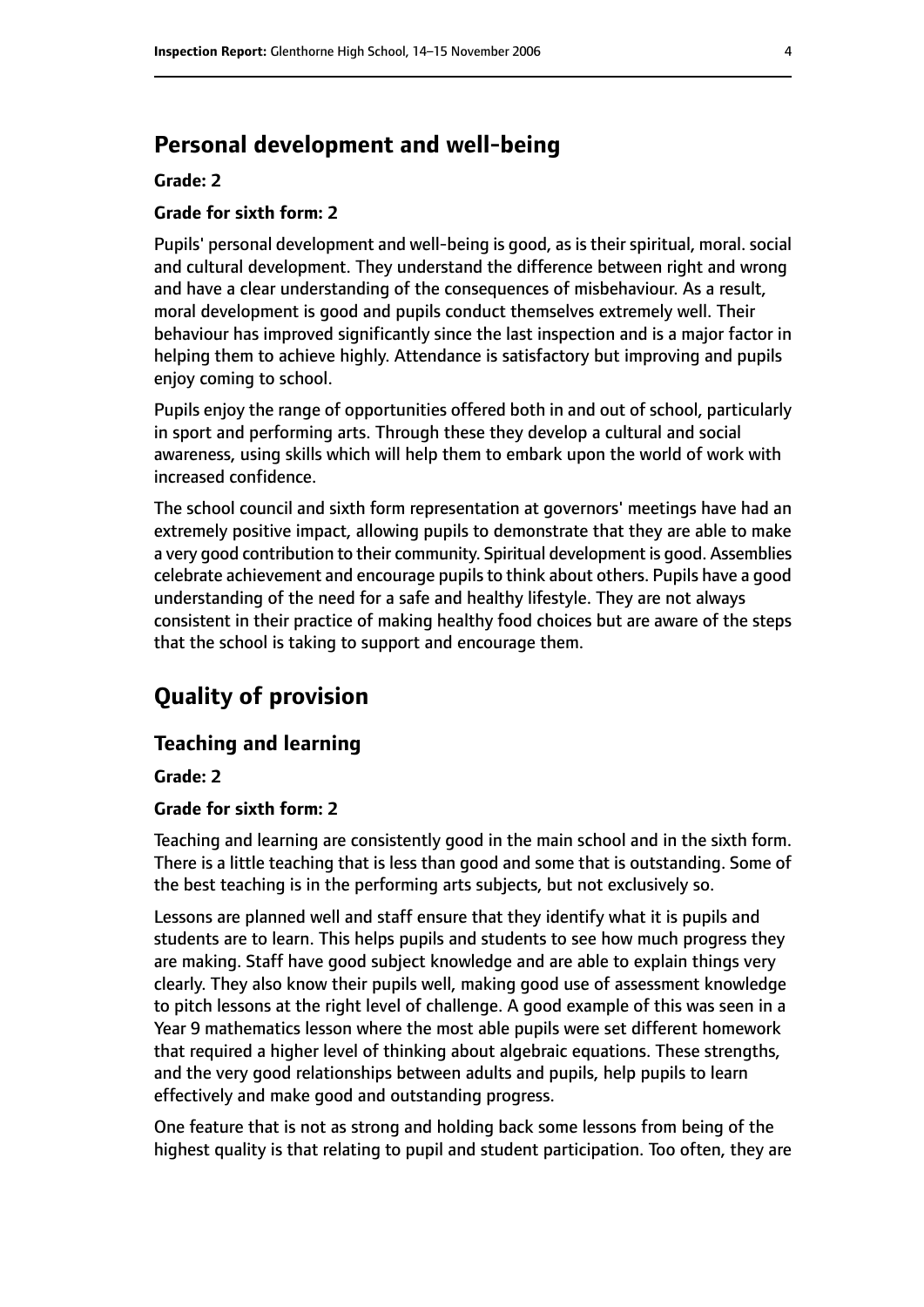## Personal development and well-being

**Grade: 2**

**Grade for sixth form: 2**

Pupils' personal development and well-being is good, as is their spiritual, moral. social and cultural development. They understand the difference between right and wrong and have a clear understanding of the consequences of misbehaviour. As a result, moral development is good and pupils conduct themselves extremely well. Their behaviour has improved significantly since the last inspection and is a major factor in helping them to achieve highly. Attendance is satisfactory but improving and pupils enjoy coming to school.

Pupils enjoy the range of opportunities offered both in and out of school, particularly in sport and performing arts. Through these they develop a cultural and social awareness, using skills which will help them to embark upon the world of work with increased confidence.

The school council and sixth form representation at governors' meetings have had an extremely positive impact, allowing pupils to demonstrate that they are able to make a very good contribution to their community. Spiritual development is good. Assemblies celebrate achievement and encourage pupils to think about others. Pupils have a good understanding of the need for a safe and healthy lifestyle. They are not always consistent in their practice of making healthy food choices but are aware of the steps that the school is taking to support and encourage them.

# Quality of provision

## Teaching and learning

**Grade: 2**

**Grade for sixth form: 2**

Teaching and learning are consistently good in the main school and in the sixth form. There is a little teaching that is less than good and some that is outstanding. Some of the best teaching is in the performing arts subjects, but not exclusively so.

Lessons are planned well and staff ensure that they identify what it is pupils and students are to learn. This helps pupils and students to see how much progress they are making. Staff have good subject knowledge and are able to explain things very clearly. They also know their pupils well, making good use of assessment knowledge to pitch lessons at the right level of challenge. A good example of this was seen in a Year 9 mathematics lesson where the most able pupils were set different homework that required a higher level of thinking about algebraic equations. These strengths, and the very good relationships between adults and pupils, help pupils to learn effectively and make good and outstanding progress.

One feature that is not as strong and holding back some lessons from being of the highest quality is that relating to pupil and student participation. Too often, they are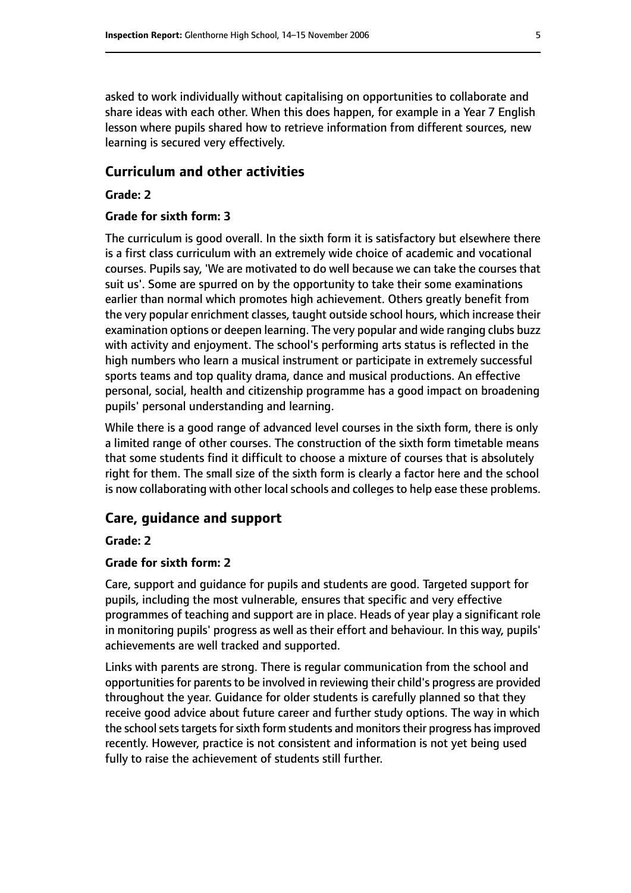asked to work individually without capitalising on opportunities to collaborate and share ideas with each other. When this does happen, for example in a Year 7 English lesson where pupils shared how to retrieve information from different sources, new learning is secured very effectively.

## Curriculum and other activities

#### Grade: 2

#### Grade for sixth form: 3

The curriculum is good overall. In the sixth form it is satisfactory but elsewhere there is a first class curriculum with an extremely wide choice of academic and vocational courses. Pupils say, 'We are motivated to do well because we can take the courses that suit us'. Some are spurred on by the opportunity to take their some examinations earlier than normal which promotes high achievement. Others greatly benefit from the very popular enrichment classes, taught outside school hours, which increase their examination options or deepen learning. The very popular and wide ranging clubs buzz with activity and enjoyment. The school's performing arts status is reflected in the high numbers who learn a musical instrument or participate in extremely successful sports teams and top quality drama, dance and musical productions. An effective personal, social, health and citizenship programme has a good impact on broadening pupils' personal understanding and learning.

While there is a good range of advanced level courses in the sixth form, there is only a limited range of other courses. The construction of the sixth form timetable means that some students find it difficult to choose a mixture of courses that is absolutely right for them. The small size of the sixth form is clearly a factor here and the school is now collaborating with other local schools and colleges to help ease these problems.

## Care, guidance and support

#### Grade: 2

#### Grade for sixth form: 2

Care, support and guidance for pupils and students are good. Targeted support for pupils, including the most vulnerable, ensures that specific and very effective programmes of teaching and support are in place. Heads of year play a significant role in monitoring pupils' progress as well as their effort and behaviour. In this way, pupils' achievements are well tracked and supported.

Links with parents are strong. There is regular communication from the school and opportunities for parents to be involved in reviewing their child's progress are provided throughout the year. Guidance for older students is carefully planned so that they receive good advice about future career and further study options. The way in which the school sets targets for sixth form students and monitors their progress has improved recently. However, practice is not consistent and information is not yet being used fully to raise the achievement of students still further.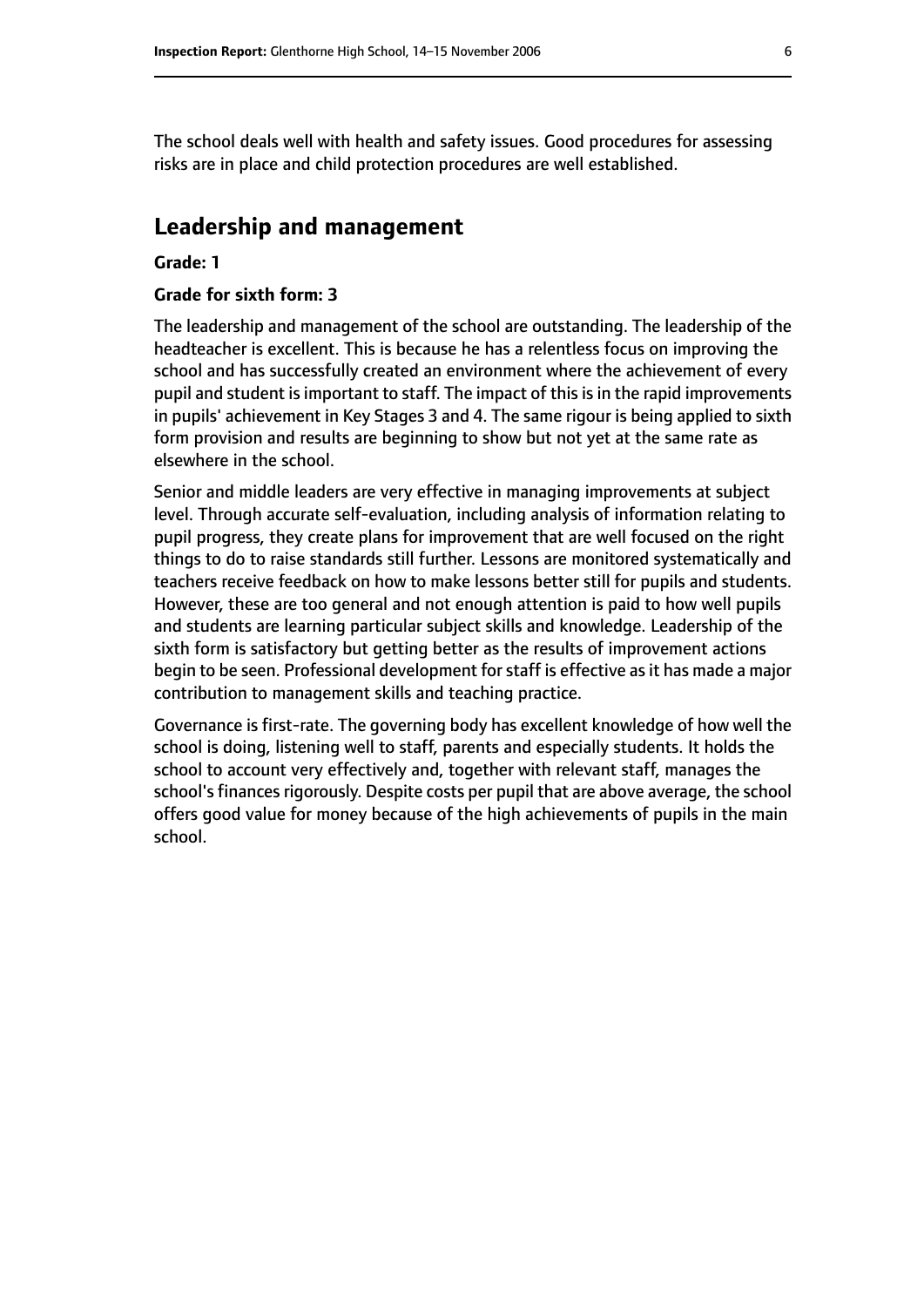The school deals well with health and safety issues. Good procedures for assessing risks are in place and child protection procedures are well established.

## Leadership and management

**Grade: 1**

**Grade for sixth form: 3**

The leadership and management of the school are outstanding. The leadership of the headteacher is excellent. This is because he has a relentless focus on improving the school and has successfully created an environment where the achievement of every pupil and student is important to staff. The impact of this is in the rapid improvements in pupils' achievement in Key Stages 3 and 4. The same rigour is being applied to sixth form provision and results are beginning to show but not yet at the same rate as elsewhere in the school.

Senior and middle leaders are very effective in managing improvements at subject level. Through accurate self-evaluation, including analysis of information relating to pupil progress, they create plans for improvement that are well focused on the right things to do to raise standards still further. Lessons are monitored systematically and teachers receive feedback on how to make lessons better still for pupils and students. However, these are too general and not enough attention is paid to how well pupils and students are learning particular subject skills and knowledge. Leadership of the sixth form is satisfactory but getting better as the results of improvement actions begin to be seen. Professional development for staff is effective as it has made a major contribution to management skills and teaching practice.

Governance is first-rate. The governing body has excellent knowledge of how well the school is doing, listening well to staff, parents and especially students. It holds the school to account very effectively and, together with relevant staff, manages the school's finances rigorously. Despite costs per pupil that are above average, the school offers good value for money because of the high achievements of pupils in the main school.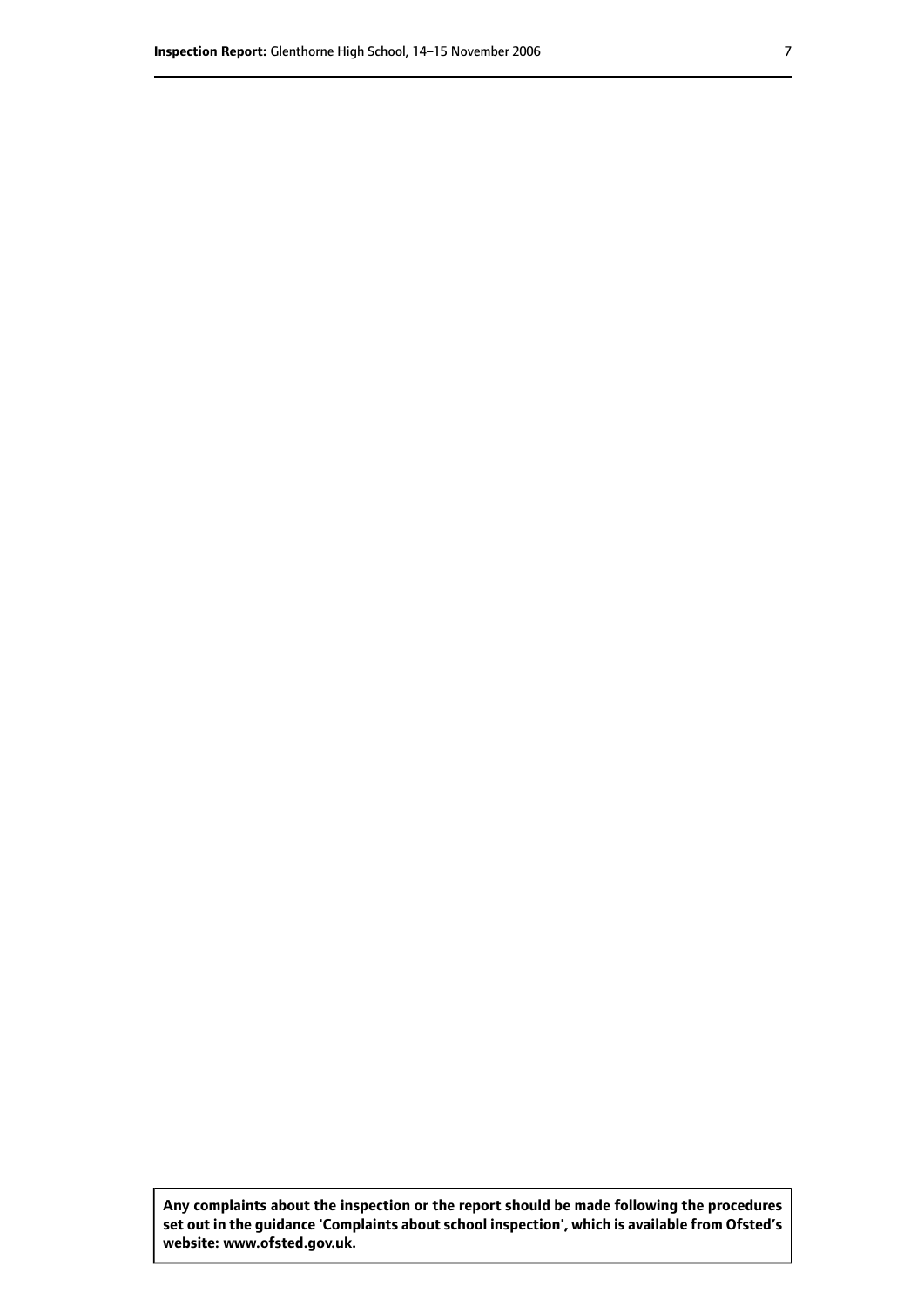**Any complaints about the inspection or the report should be made following the procedures set out in the guidance 'Complaints about school inspection', which is available from Ofsted's website: www.ofsted.gov.uk.**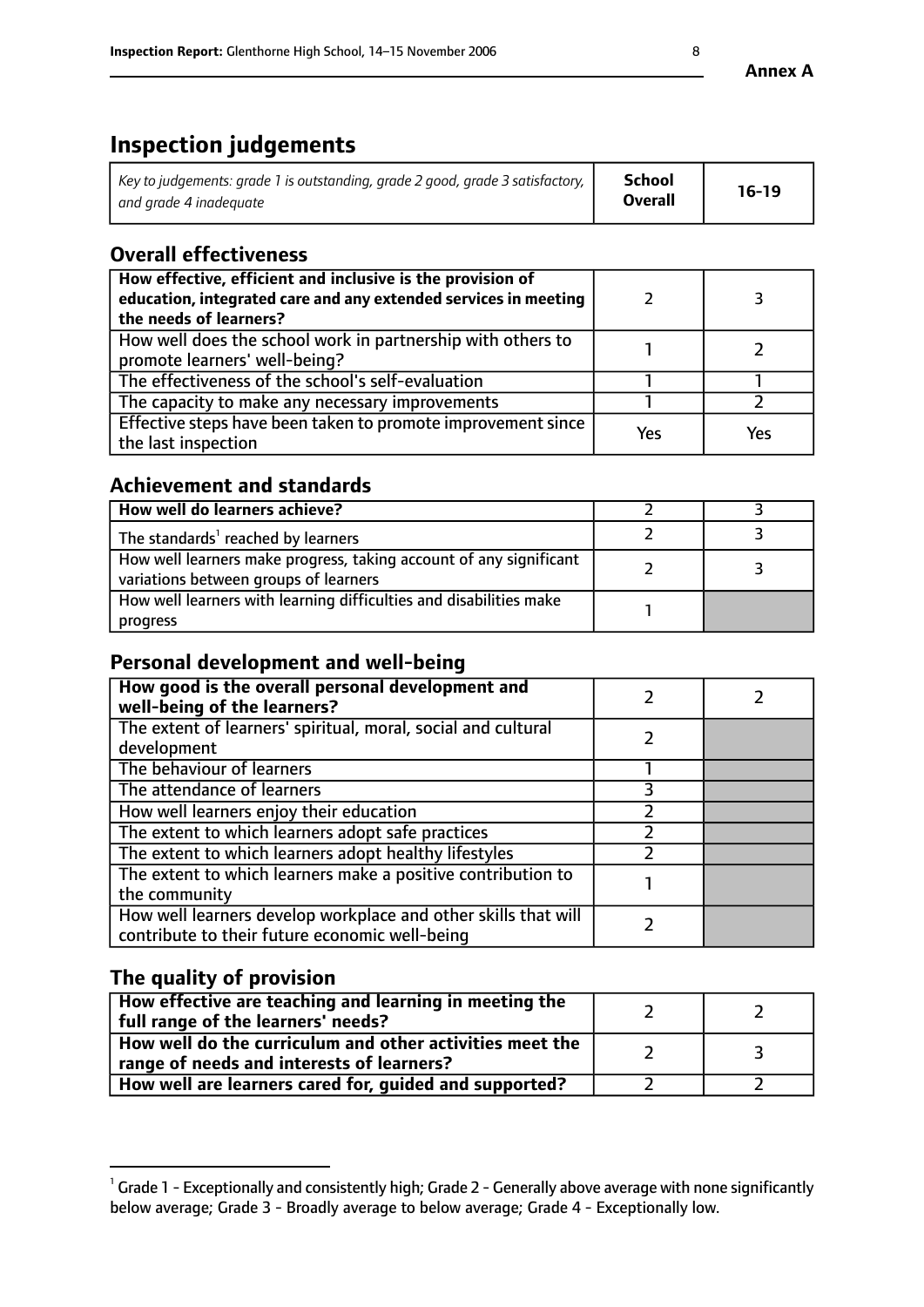**Annex A**

# Inspection judgements

| *Key to judgements: grade 1 is outstanding, grade 2 good, grade 3 satisfactory, and grade 4 inadequate* | **School Overall** | **16-19** |
|---|---|---|

## Overall effectiveness

| | | |
|---|---|---|
| **How effective, efficient and inclusive is the provision of education, integrated care and any extended services in meeting the needs of learners?** | 2 | 3 |
| How well does the school work in partnership with others to promote learners' well-being? | 1 | 2 |
| The effectiveness of the school's self-evaluation | 1 | 1 |
| The capacity to make any necessary improvements | 1 | 2 |
| Effective steps have been taken to promote improvement since the last inspection | Yes | Yes |

## Achievement and standards

| | | |
|---|---|---|
| **How well do learners achieve?** | 2 | 3 |
| The standards[1] reached by learners | 2 | 3 |
| How well learners make progress, taking account of any significant variations between groups of learners | 2 | 3 |
| How well learners with learning difficulties and disabilities make progress | 1 | |

## Personal development and well-being

| | | |
|---|---|---|
| **How good is the overall personal development and well-being of the learners?** | 2 | 2 |
| The extent of learners' spiritual, moral, social and cultural development | 2 | |
| The behaviour of learners | 1 | |
| The attendance of learners | 3 | |
| How well learners enjoy their education | 2 | |
| The extent to which learners adopt safe practices | 2 | |
| The extent to which learners adopt healthy lifestyles | 2 | |
| The extent to which learners make a positive contribution to the community | 1 | |
| How well learners develop workplace and other skills that will contribute to their future economic well-being | 2 | |

## The quality of provision

| | | |
|---|---|---|
| **How effective are teaching and learning in meeting the full range of the learners' needs?** | 2 | 2 |
| **How well do the curriculum and other activities meet the range of needs and interests of learners?** | 2 | 3 |
| **How well are learners cared for, guided and supported?** | 2 | 2 |

[1] Grade 1 - Exceptionally and consistently high; Grade 2 - Generally above average with none significantly below average; Grade 3 - Broadly average to below average; Grade 4 - Exceptionally low.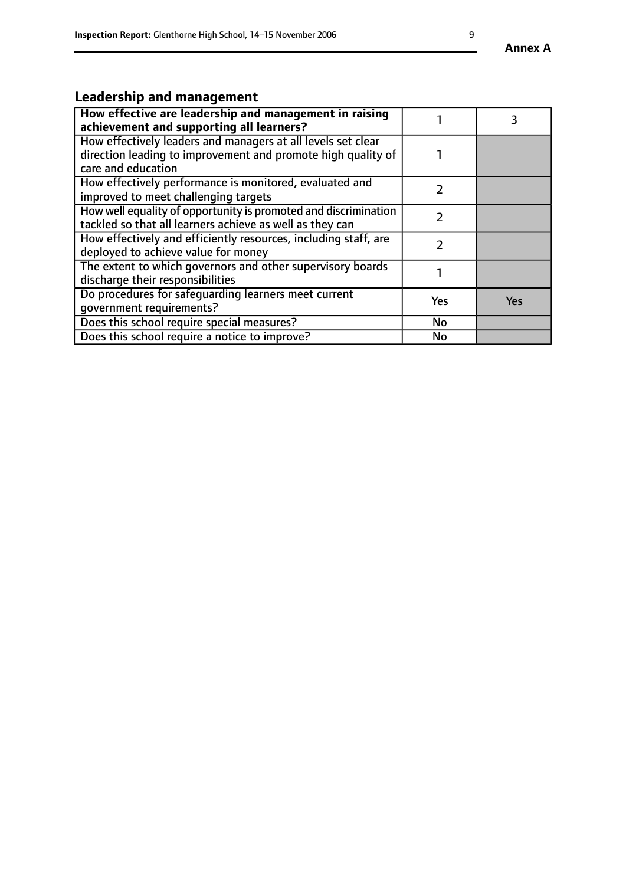## Leadership and management

| How effective are leadership and management in raising achievement and supporting all learners? | 1 | 3 |
|---|---|---|
| How effectively leaders and managers at all levels set clear direction leading to improvement and promote high quality of care and education | 1 | |
| How effectively performance is monitored, evaluated and improved to meet challenging targets | 2 | |
| How well equality of opportunity is promoted and discrimination tackled so that all learners achieve as well as they can | 2 | |
| How effectively and efficiently resources, including staff, are deployed to achieve value for money | 2 | |
| The extent to which governors and other supervisory boards discharge their responsibilities | 1 | |
| Do procedures for safeguarding learners meet current government requirements? | Yes | Yes |
| Does this school require special measures? | No | |
| Does this school require a notice to improve? | No | |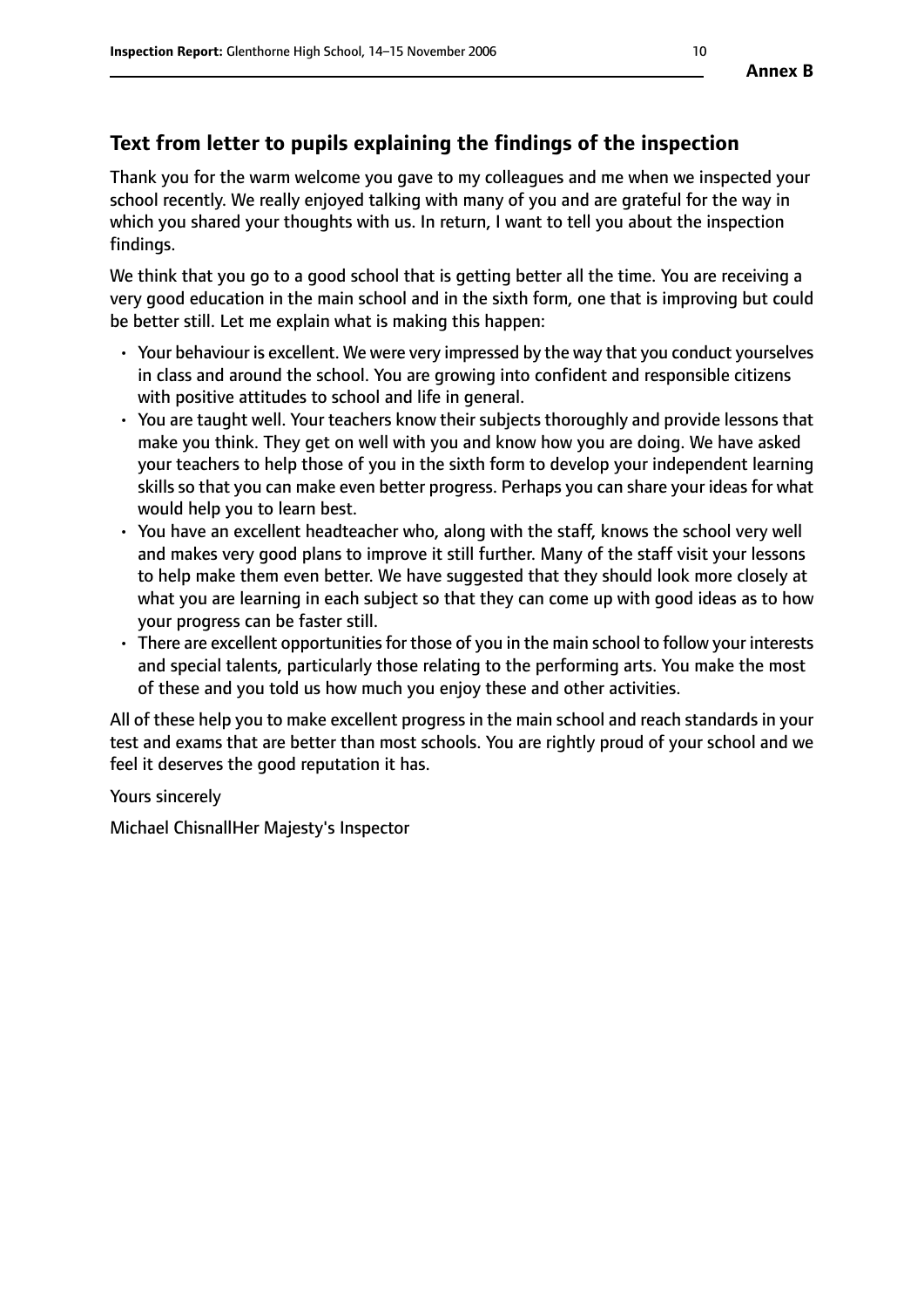## Text from letter to pupils explaining the findings of the inspection

Thank you for the warm welcome you gave to my colleagues and me when we inspected your school recently. We really enjoyed talking with many of you and are grateful for the way in which you shared your thoughts with us. In return, I want to tell you about the inspection findings.

We think that you go to a good school that is getting better all the time. You are receiving a very good education in the main school and in the sixth form, one that is improving but could be better still. Let me explain what is making this happen:

- Your behaviour is excellent. We were very impressed by the way that you conduct yourselves in class and around the school. You are growing into confident and responsible citizens with positive attitudes to school and life in general.
- You are taught well. Your teachers know their subjects thoroughly and provide lessons that make you think. They get on well with you and know how you are doing. We have asked your teachers to help those of you in the sixth form to develop your independent learning skills so that you can make even better progress. Perhaps you can share your ideas for what would help you to learn best.
- You have an excellent headteacher who, along with the staff, knows the school very well and makes very good plans to improve it still further. Many of the staff visit your lessons to help make them even better. We have suggested that they should look more closely at what you are learning in each subject so that they can come up with good ideas as to how your progress can be faster still.
- There are excellent opportunities for those of you in the main school to follow your interests and special talents, particularly those relating to the performing arts. You make the most of these and you told us how much you enjoy these and other activities.

All of these help you to make excellent progress in the main school and reach standards in your test and exams that are better than most schools. You are rightly proud of your school and we feel it deserves the good reputation it has.

Yours sincerely

Michael ChisnallHer Majesty's Inspector